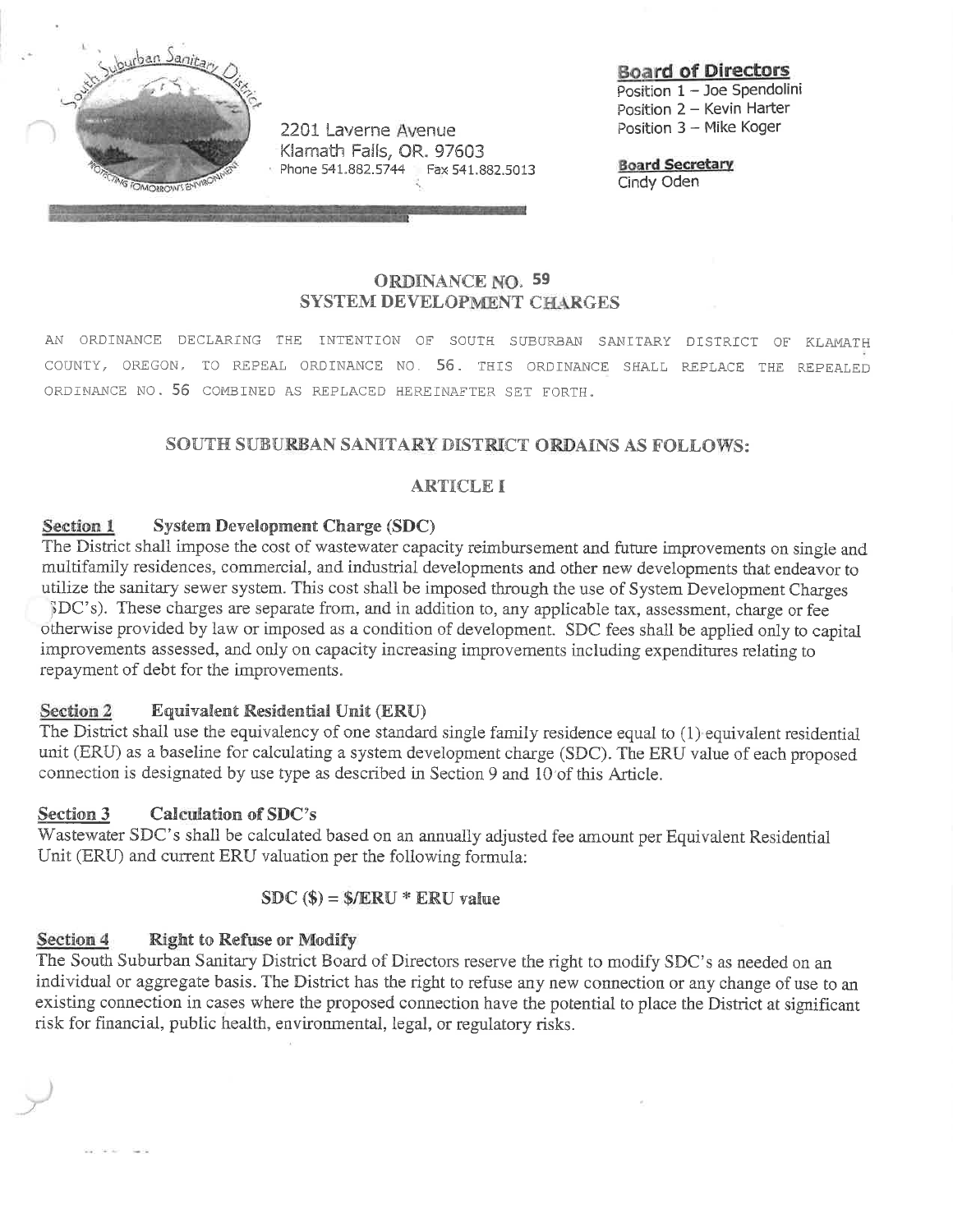2201 Laverne Avenue
Klamath Falls, OR. 97603
Phone 541.882.5744 Fax 541.882.5013

**Board of Directors**
Position 1 – Joe Spendolini
Position 2 – Kevin Harter
Position 3 – Mike Koger

**Board Secretary**
Cindy Oden

# ORDINANCE NO. 59
# SYSTEM DEVELOPMENT CHARGES

AN ORDINANCE DECLARING THE INTENTION OF SOUTH SUBURBAN SANITARY DISTRICT OF KLAMATH COUNTY, OREGON, TO REPEAL ORDINANCE NO. 56. THIS ORDINANCE SHALL REPLACE THE REPEALED ORDINANCE NO. 56 COMBINED AS REPLACED HEREINAFTER SET FORTH.

## SOUTH SUBURBAN SANITARY DISTRICT ORDAINS AS FOLLOWS:

## ARTICLE I

**Section 1 System Development Charge (SDC)**

The District shall impose the cost of wastewater capacity reimbursement and future improvements on single and multifamily residences, commercial, and industrial developments and other new developments that endeavor to utilize the sanitary sewer system. This cost shall be imposed through the use of System Development Charges (SDC's). These charges are separate from, and in addition to, any applicable tax, assessment, charge or fee otherwise provided by law or imposed as a condition of development. SDC fees shall be applied only to capital improvements assessed, and only on capacity increasing improvements including expenditures relating to repayment of debt for the improvements.

**Section 2 Equivalent Residential Unit (ERU)**

The District shall use the equivalency of one standard single family residence equal to (1) equivalent residential unit (ERU) as a baseline for calculating a system development charge (SDC). The ERU value of each proposed connection is designated by use type as described in Section 9 and 10 of this Article.

**Section 3 Calculation of SDC's**

Wastewater SDC's shall be calculated based on an annually adjusted fee amount per Equivalent Residential Unit (ERU) and current ERU valuation per the following formula:

**SDC ($) = $/ERU * ERU value**

**Section 4 Right to Refuse or Modify**

The South Suburban Sanitary District Board of Directors reserve the right to modify SDC's as needed on an individual or aggregate basis. The District has the right to refuse any new connection or any change of use to an existing connection in cases where the proposed connection have the potential to place the District at significant risk for financial, public health, environmental, legal, or regulatory risks.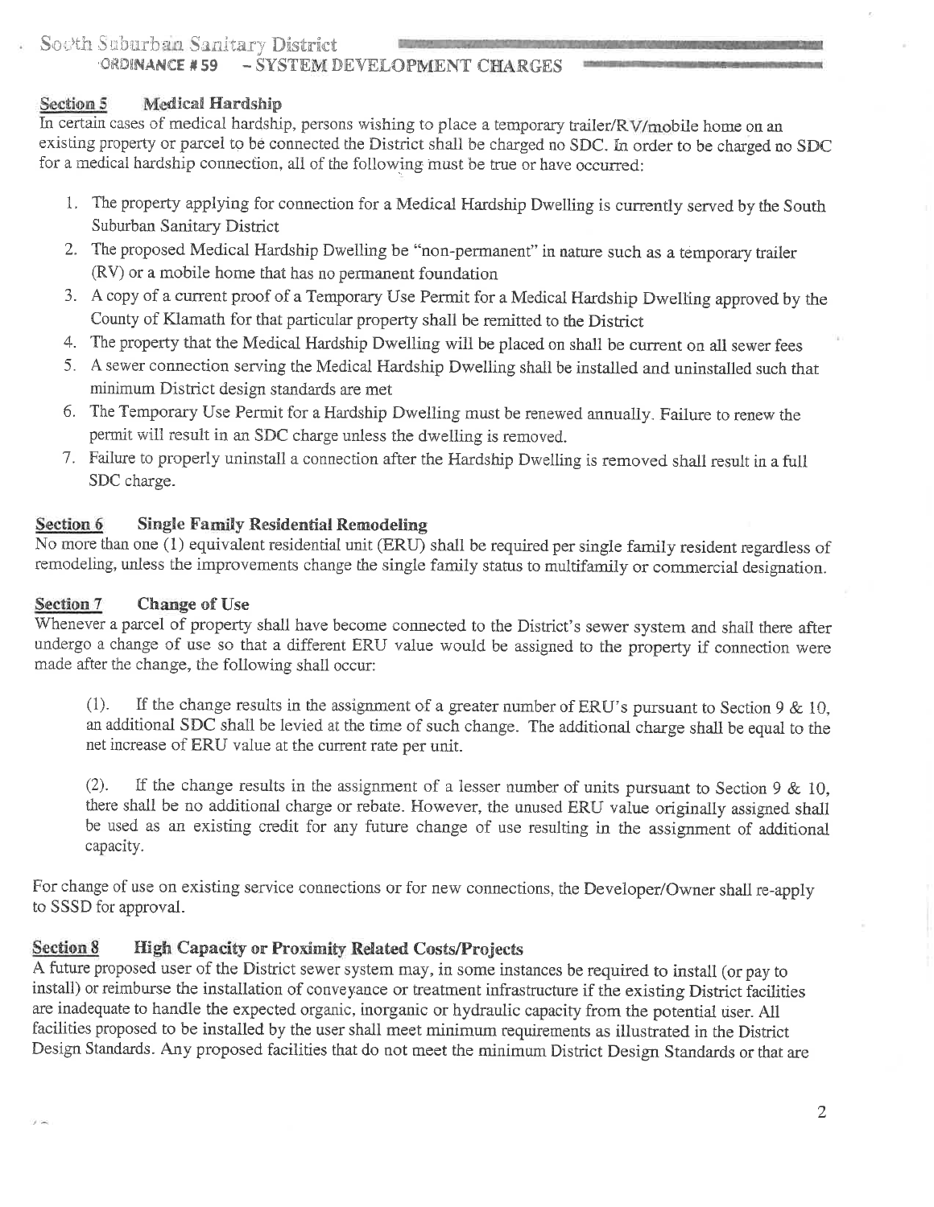### Section 5 Medical Hardship

In certain cases of medical hardship, persons wishing to place a temporary trailer/RV/mobile home on an existing property or parcel to be connected the District shall be charged no SDC. In order to be charged no SDC for a medical hardship connection, all of the following must be true or have occurred:

1. The property applying for connection for a Medical Hardship Dwelling is currently served by the South Suburban Sanitary District
2. The proposed Medical Hardship Dwelling be "non-permanent" in nature such as a temporary trailer (RV) or a mobile home that has no permanent foundation
3. A copy of a current proof of a Temporary Use Permit for a Medical Hardship Dwelling approved by the County of Klamath for that particular property shall be remitted to the District
4. The property that the Medical Hardship Dwelling will be placed on shall be current on all sewer fees
5. A sewer connection serving the Medical Hardship Dwelling shall be installed and uninstalled such that minimum District design standards are met
6. The Temporary Use Permit for a Hardship Dwelling must be renewed annually. Failure to renew the permit will result in an SDC charge unless the dwelling is removed.
7. Failure to properly uninstall a connection after the Hardship Dwelling is removed shall result in a full SDC charge.

### Section 6 Single Family Residential Remodeling

No more than one (1) equivalent residential unit (ERU) shall be required per single family resident regardless of remodeling, unless the improvements change the single family status to multifamily or commercial designation.

### Section 7 Change of Use

Whenever a parcel of property shall have become connected to the District's sewer system and shall there after undergo a change of use so that a different ERU value would be assigned to the property if connection were made after the change, the following shall occur:

(1). If the change results in the assignment of a greater number of ERU's pursuant to Section 9 & 10, an additional SDC shall be levied at the time of such change. The additional charge shall be equal to the net increase of ERU value at the current rate per unit.

(2). If the change results in the assignment of a lesser number of units pursuant to Section 9 & 10, there shall be no additional charge or rebate. However, the unused ERU value originally assigned shall be used as an existing credit for any future change of use resulting in the assignment of additional capacity.

For change of use on existing service connections or for new connections, the Developer/Owner shall re-apply to SSSD for approval.

### Section 8 High Capacity or Proximity Related Costs/Projects

A future proposed user of the District sewer system may, in some instances be required to install (or pay to install) or reimburse the installation of conveyance or treatment infrastructure if the existing District facilities are inadequate to handle the expected organic, inorganic or hydraulic capacity from the potential user. All facilities proposed to be installed by the user shall meet minimum requirements as illustrated in the District Design Standards. Any proposed facilities that do not meet the minimum District Design Standards or that are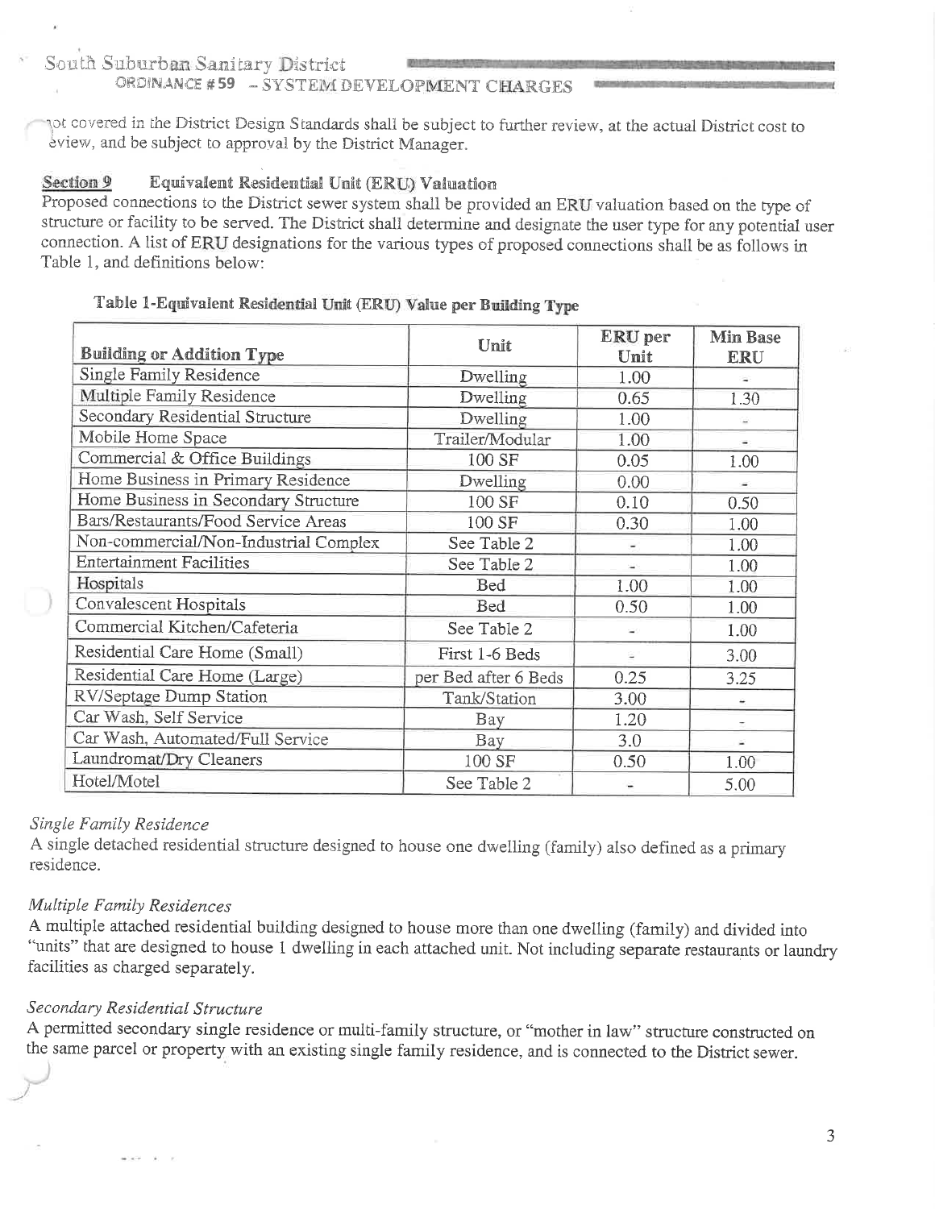not covered in the District Design Standards shall be subject to further review, at the actual District cost to review, and be subject to approval by the District Manager.

## Section 9 Equivalent Residential Unit (ERU) Valuation

Proposed connections to the District sewer system shall be provided an ERU valuation based on the type of structure or facility to be served. The District shall determine and designate the user type for any potential user connection. A list of ERU designations for the various types of proposed connections shall be as follows in Table 1, and definitions below:

**Table 1-Equivalent Residential Unit (ERU) Value per Building Type**

| Building or Addition Type | Unit | ERU per Unit | Min Base ERU |
|---|---|---|---|
| Single Family Residence | Dwelling | 1.00 | - |
| Multiple Family Residence | Dwelling | 0.65 | 1.30 |
| Secondary Residential Structure | Dwelling | 1.00 | - |
| Mobile Home Space | Trailer/Modular | 1.00 | - |
| Commercial & Office Buildings | 100 SF | 0.05 | 1.00 |
| Home Business in Primary Residence | Dwelling | 0.00 | - |
| Home Business in Secondary Structure | 100 SF | 0.10 | 0.50 |
| Bars/Restaurants/Food Service Areas | 100 SF | 0.30 | 1.00 |
| Non-commercial/Non-Industrial Complex | See Table 2 | - | 1.00 |
| Entertainment Facilities | See Table 2 | - | 1.00 |
| Hospitals | Bed | 1.00 | 1.00 |
| Convalescent Hospitals | Bed | 0.50 | 1.00 |
| Commercial Kitchen/Cafeteria | See Table 2 | - | 1.00 |
| Residential Care Home (Small) | First 1-6 Beds | - | 3.00 |
| Residential Care Home (Large) | per Bed after 6 Beds | 0.25 | 3.25 |
| RV/Septage Dump Station | Tank/Station | 3.00 | - |
| Car Wash, Self Service | Bay | 1.20 | - |
| Car Wash, Automated/Full Service | Bay | 3.0 | - |
| Laundromat/Dry Cleaners | 100 SF | 0.50 | 1.00 |
| Hotel/Motel | See Table 2 | - | 5.00 |

*Single Family Residence*

A single detached residential structure designed to house one dwelling (family) also defined as a primary residence.

*Multiple Family Residences*

A multiple attached residential building designed to house more than one dwelling (family) and divided into "units" that are designed to house 1 dwelling in each attached unit. Not including separate restaurants or laundry facilities as charged separately.

*Secondary Residential Structure*

A permitted secondary single residence or multi-family structure, or "mother in law" structure constructed on the same parcel or property with an existing single family residence, and is connected to the District sewer.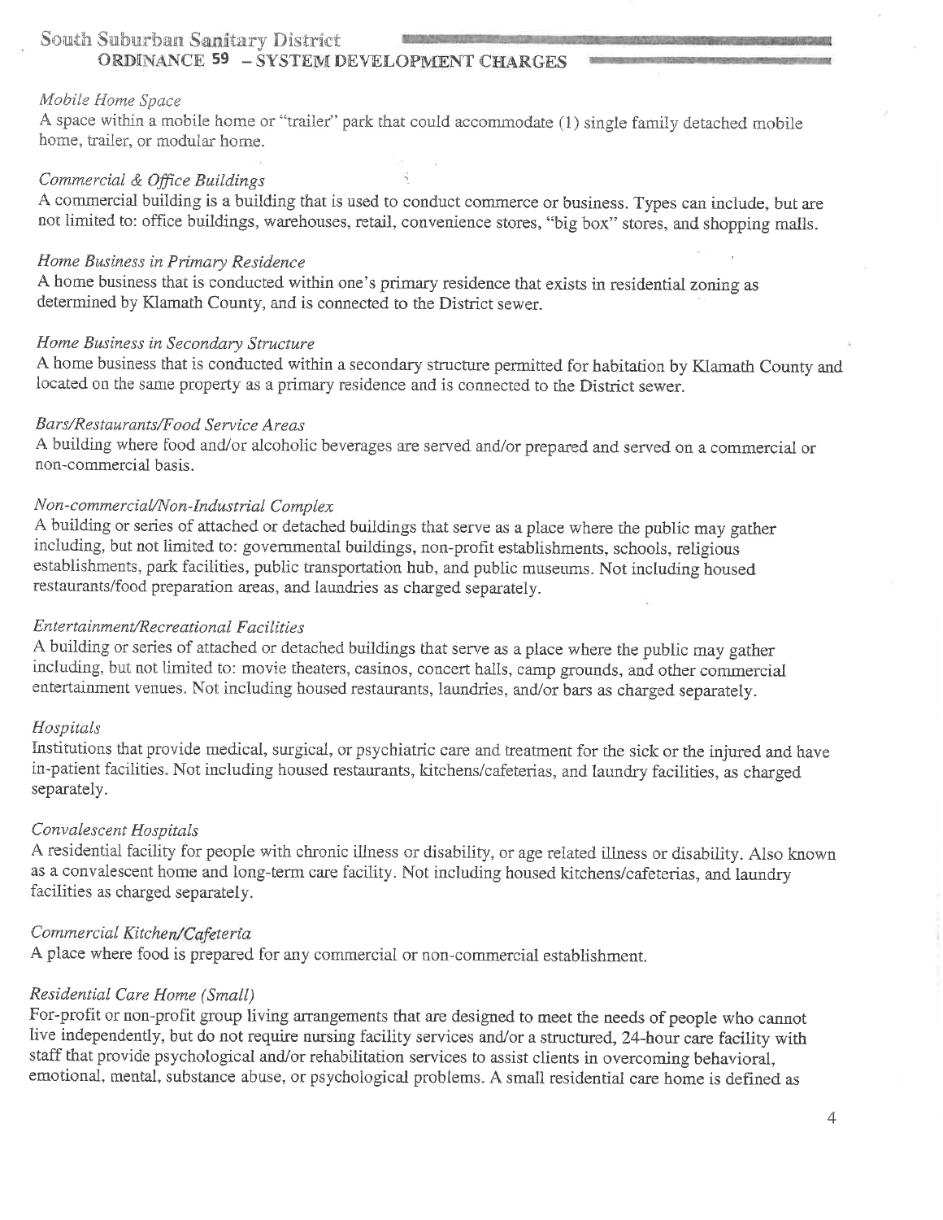*Mobile Home Space*
A space within a mobile home or "trailer" park that could accommodate (1) single family detached mobile home, trailer, or modular home.

*Commercial & Office Buildings*
A commercial building is a building that is used to conduct commerce or business. Types can include, but are not limited to: office buildings, warehouses, retail, convenience stores, "big box" stores, and shopping malls.

*Home Business in Primary Residence*
A home business that is conducted within one's primary residence that exists in residential zoning as determined by Klamath County, and is connected to the District sewer.

*Home Business in Secondary Structure*
A home business that is conducted within a secondary structure permitted for habitation by Klamath County and located on the same property as a primary residence and is connected to the District sewer.

*Bars/Restaurants/Food Service Areas*
A building where food and/or alcoholic beverages are served and/or prepared and served on a commercial or non-commercial basis.

*Non-commercial/Non-Industrial Complex*
A building or series of attached or detached buildings that serve as a place where the public may gather including, but not limited to: governmental buildings, non-profit establishments, schools, religious establishments, park facilities, public transportation hub, and public museums. Not including housed restaurants/food preparation areas, and laundries as charged separately.

*Entertainment/Recreational Facilities*
A building or series of attached or detached buildings that serve as a place where the public may gather including, but not limited to: movie theaters, casinos, concert halls, camp grounds, and other commercial entertainment venues. Not including housed restaurants, laundries, and/or bars as charged separately.

*Hospitals*
Institutions that provide medical, surgical, or psychiatric care and treatment for the sick or the injured and have in-patient facilities. Not including housed restaurants, kitchens/cafeterias, and laundry facilities, as charged separately.

*Convalescent Hospitals*
A residential facility for people with chronic illness or disability, or age related illness or disability. Also known as a convalescent home and long-term care facility. Not including housed kitchens/cafeterias, and laundry facilities as charged separately.

*Commercial Kitchen/Cafeteria*
A place where food is prepared for any commercial or non-commercial establishment.

*Residential Care Home (Small)*
For-profit or non-profit group living arrangements that are designed to meet the needs of people who cannot live independently, but do not require nursing facility services and/or a structured, 24-hour care facility with staff that provide psychological and/or rehabilitation services to assist clients in overcoming behavioral, emotional, mental, substance abuse, or psychological problems. A small residential care home is defined as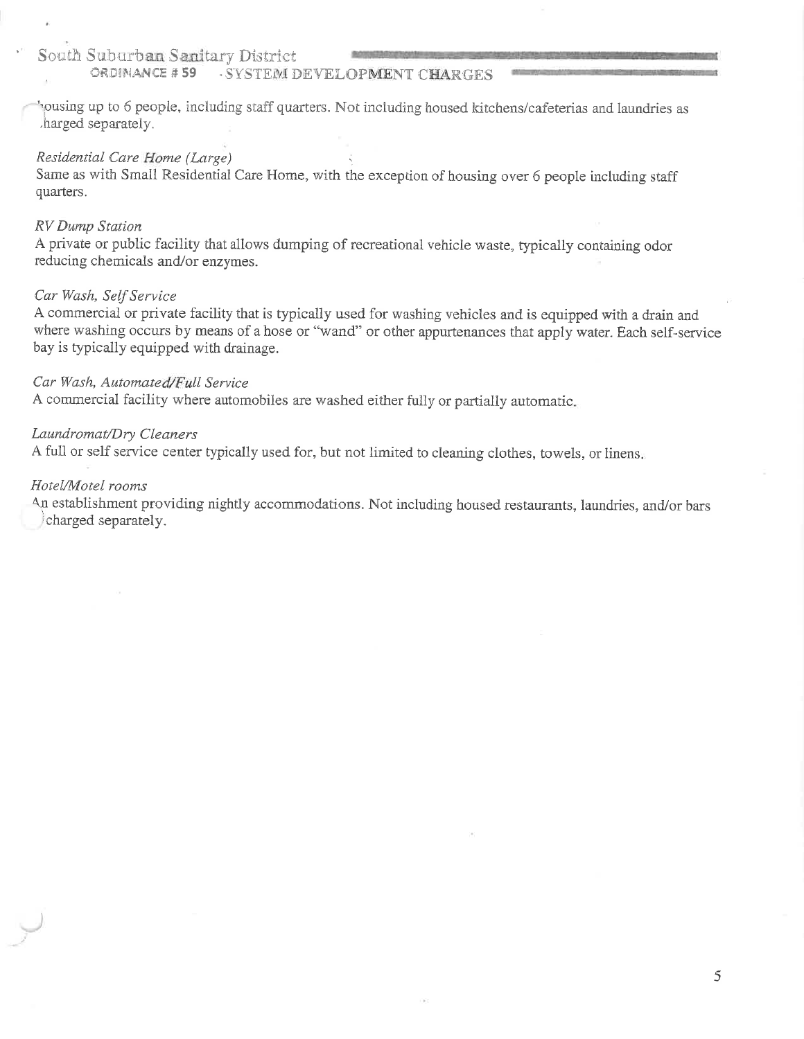housing up to 6 people, including staff quarters. Not including housed kitchens/cafeterias and laundries as charged separately.

*Residential Care Home (Large)*

Same as with Small Residential Care Home, with the exception of housing over 6 people including staff quarters.

*RV Dump Station*

A private or public facility that allows dumping of recreational vehicle waste, typically containing odor reducing chemicals and/or enzymes.

*Car Wash, Self Service*

A commercial or private facility that is typically used for washing vehicles and is equipped with a drain and where washing occurs by means of a hose or "wand" or other appurtenances that apply water. Each self-service bay is typically equipped with drainage.

*Car Wash, Automated/Full Service*

A commercial facility where automobiles are washed either fully or partially automatic.

*Laundromat/Dry Cleaners*

A full or self service center typically used for, but not limited to cleaning clothes, towels, or linens.

*Hotel/Motel rooms*

An establishment providing nightly accommodations. Not including housed restaurants, laundries, and/or bars charged separately.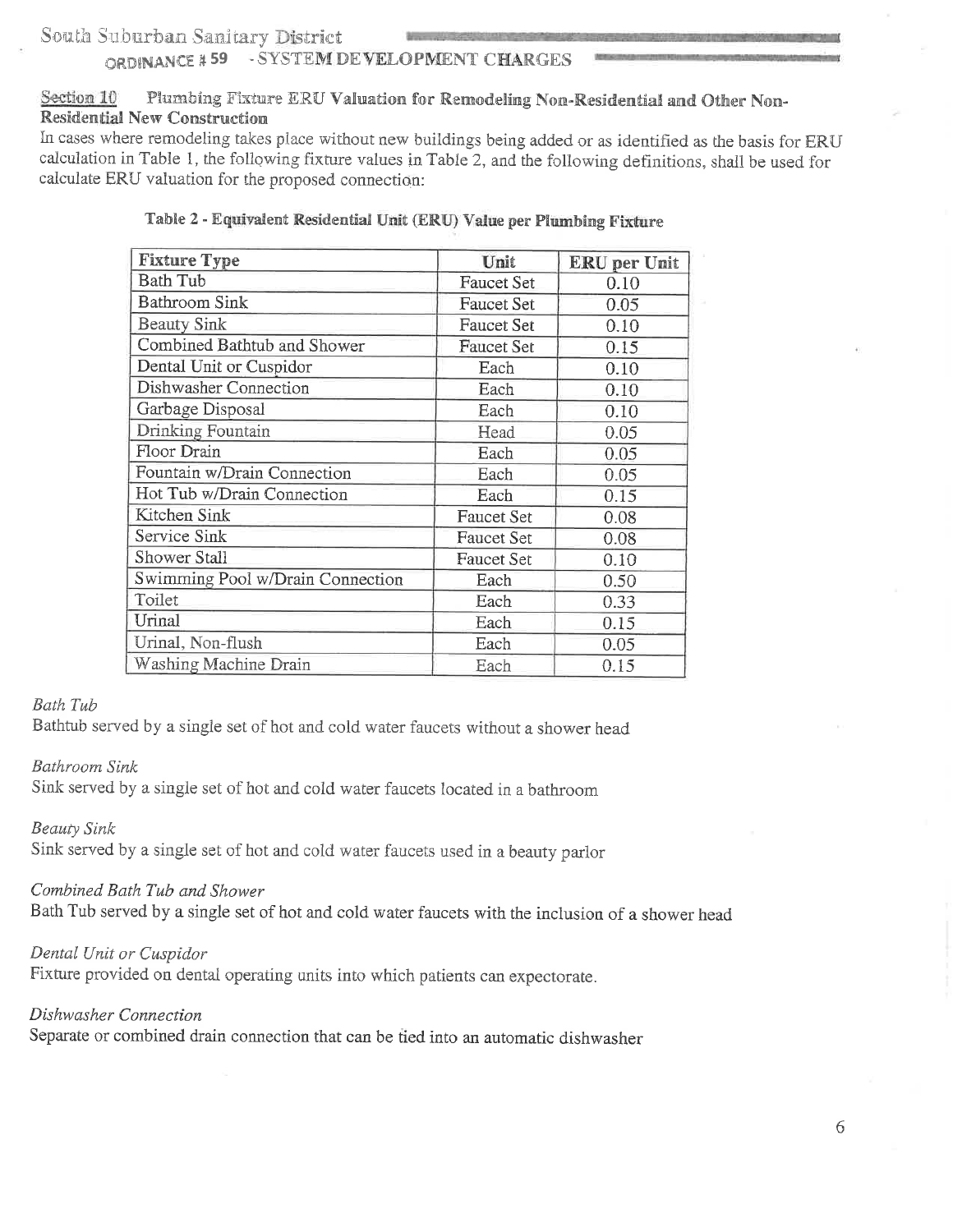### Section 10 Plumbing Fixture ERU Valuation for Remodeling Non-Residential and Other Non-Residential New Construction

In cases where remodeling takes place without new buildings being added or as identified as the basis for ERU calculation in Table 1, the following fixture values in Table 2, and the following definitions, shall be used for calculate ERU valuation for the proposed connection:

**Table 2 - Equivalent Residential Unit (ERU) Value per Plumbing Fixture**

| Fixture Type | Unit | ERU per Unit |
|---|---|---|
| Bath Tub | Faucet Set | 0.10 |
| Bathroom Sink | Faucet Set | 0.05 |
| Beauty Sink | Faucet Set | 0.10 |
| Combined Bathtub and Shower | Faucet Set | 0.15 |
| Dental Unit or Cuspidor | Each | 0.10 |
| Dishwasher Connection | Each | 0.10 |
| Garbage Disposal | Each | 0.10 |
| Drinking Fountain | Head | 0.05 |
| Floor Drain | Each | 0.05 |
| Fountain w/Drain Connection | Each | 0.05 |
| Hot Tub w/Drain Connection | Each | 0.15 |
| Kitchen Sink | Faucet Set | 0.08 |
| Service Sink | Faucet Set | 0.08 |
| Shower Stall | Faucet Set | 0.10 |
| Swimming Pool w/Drain Connection | Each | 0.50 |
| Toilet | Each | 0.33 |
| Urinal | Each | 0.15 |
| Urinal, Non-flush | Each | 0.05 |
| Washing Machine Drain | Each | 0.15 |

*Bath Tub*
Bathtub served by a single set of hot and cold water faucets without a shower head

*Bathroom Sink*
Sink served by a single set of hot and cold water faucets located in a bathroom

*Beauty Sink*
Sink served by a single set of hot and cold water faucets used in a beauty parlor

*Combined Bath Tub and Shower*
Bath Tub served by a single set of hot and cold water faucets with the inclusion of a shower head

*Dental Unit or Cuspidor*
Fixture provided on dental operating units into which patients can expectorate.

*Dishwasher Connection*
Separate or combined drain connection that can be tied into an automatic dishwasher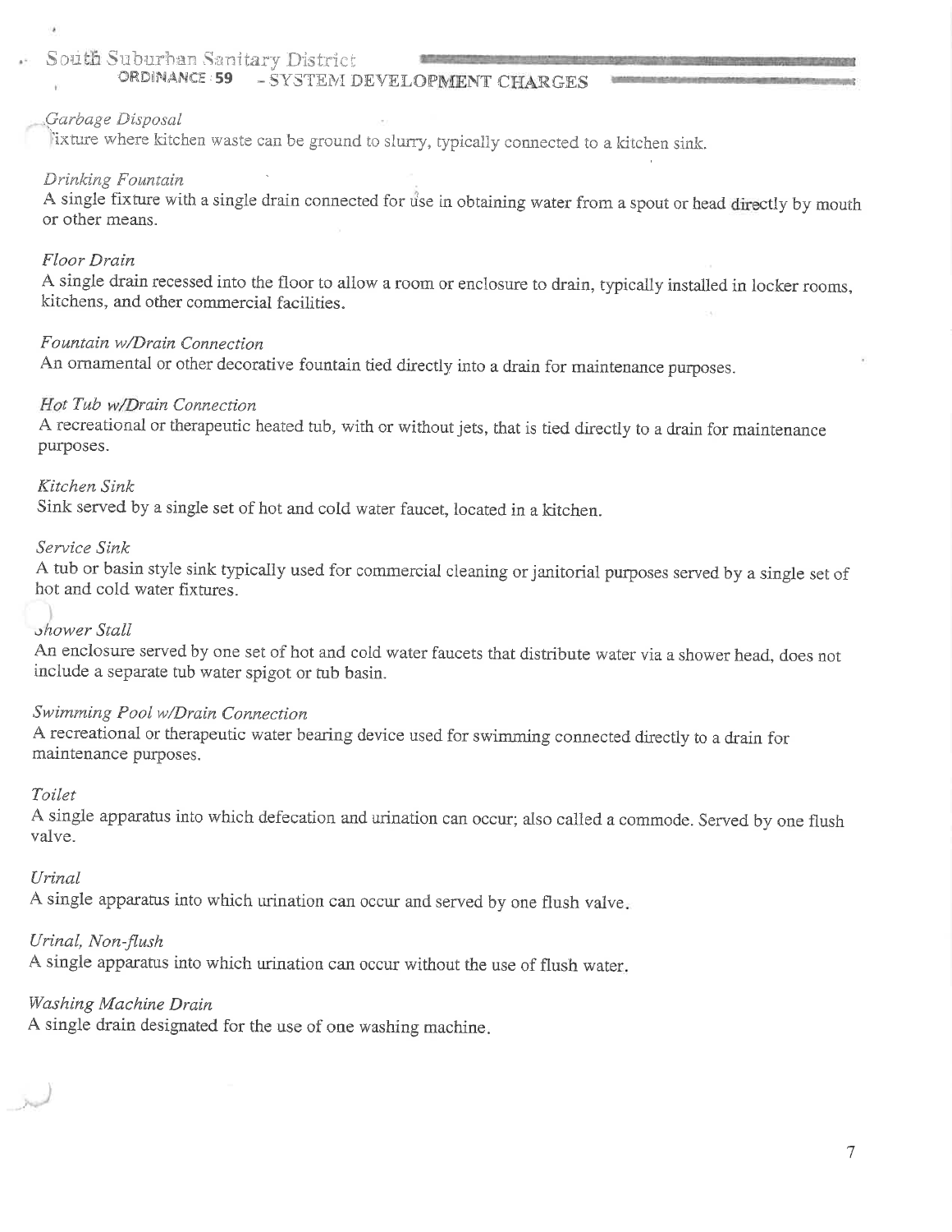*Garbage Disposal*
Fixture where kitchen waste can be ground to slurry, typically connected to a kitchen sink.

*Drinking Fountain*
A single fixture with a single drain connected for use in obtaining water from a spout or head directly by mouth or other means.

*Floor Drain*
A single drain recessed into the floor to allow a room or enclosure to drain, typically installed in locker rooms, kitchens, and other commercial facilities.

*Fountain w/Drain Connection*
An ornamental or other decorative fountain tied directly into a drain for maintenance purposes.

*Hot Tub w/Drain Connection*
A recreational or therapeutic heated tub, with or without jets, that is tied directly to a drain for maintenance purposes.

*Kitchen Sink*
Sink served by a single set of hot and cold water faucet, located in a kitchen.

*Service Sink*
A tub or basin style sink typically used for commercial cleaning or janitorial purposes served by a single set of hot and cold water fixtures.

*Shower Stall*
An enclosure served by one set of hot and cold water faucets that distribute water via a shower head, does not include a separate tub water spigot or tub basin.

*Swimming Pool w/Drain Connection*
A recreational or therapeutic water bearing device used for swimming connected directly to a drain for maintenance purposes.

*Toilet*
A single apparatus into which defecation and urination can occur; also called a commode. Served by one flush valve.

*Urinal*
A single apparatus into which urination can occur and served by one flush valve.

*Urinal, Non-flush*
A single apparatus into which urination can occur without the use of flush water.

*Washing Machine Drain*
A single drain designated for the use of one washing machine.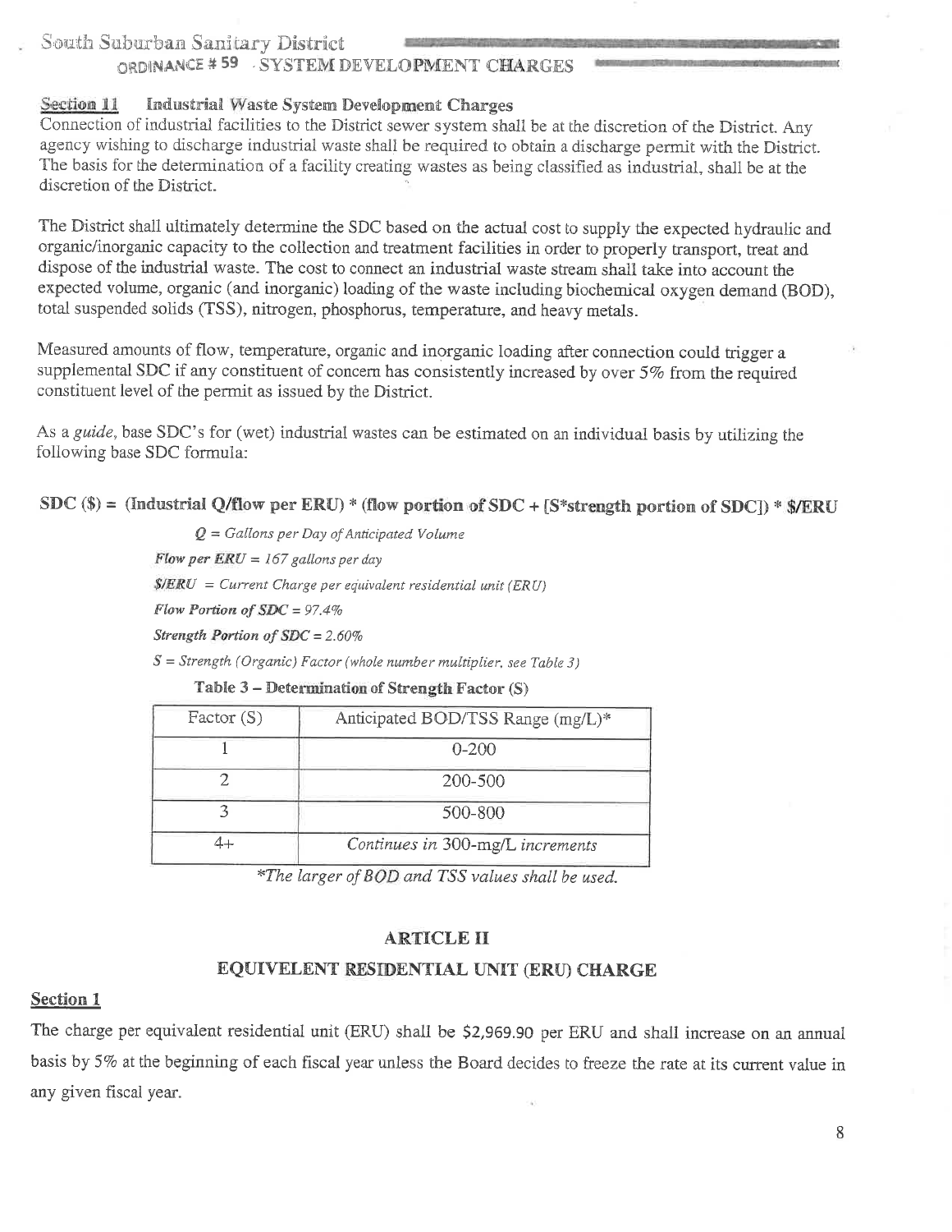### Section 11 Industrial Waste System Development Charges

Connection of industrial facilities to the District sewer system shall be at the discretion of the District. Any agency wishing to discharge industrial waste shall be required to obtain a discharge permit with the District. The basis for the determination of a facility creating wastes as being classified as industrial, shall be at the discretion of the District.

The District shall ultimately determine the SDC based on the actual cost to supply the expected hydraulic and organic/inorganic capacity to the collection and treatment facilities in order to properly transport, treat and dispose of the industrial waste. The cost to connect an industrial waste stream shall take into account the expected volume, organic (and inorganic) loading of the waste including biochemical oxygen demand (BOD), total suspended solids (TSS), nitrogen, phosphorus, temperature, and heavy metals.

Measured amounts of flow, temperature, organic and inorganic loading after connection could trigger a supplemental SDC if any constituent of concern has consistently increased by over 5% from the required constituent level of the permit as issued by the District.

As a *guide*, base SDC's for (wet) industrial wastes can be estimated on an individual basis by utilizing the following base SDC formula:

**SDC ($) = (Industrial Q/flow per ERU) * (flow portion of SDC + [S*strength portion of SDC]) * $/ERU**

*Q = Gallons per Day of Anticipated Volume*

***Flow per ERU** = 167 gallons per day*

***$/ERU** = Current Charge per equivalent residential unit (ERU)*

***Flow Portion of SDC** = 97.4%*

***Strength Portion of SDC** = 2.60%*

*S = Strength (Organic) Factor (whole number multiplier, see Table 3)*

**Table 3 – Determination of Strength Factor (S)**

| Factor (S) | Anticipated BOD/TSS Range (mg/L)* |
|---|---|
| 1 | 0-200 |
| 2 | 200-500 |
| 3 | 500-800 |
| 4+ | *Continues in* 300-mg/L *increments* |

*\*The larger of BOD and TSS values shall be used.*

## ARTICLE II

## EQUIVELENT RESIDENTIAL UNIT (ERU) CHARGE

### Section 1

The charge per equivalent residential unit (ERU) shall be $2,969.90 per ERU and shall increase on an annual basis by 5% at the beginning of each fiscal year unless the Board decides to freeze the rate at its current value in any given fiscal year.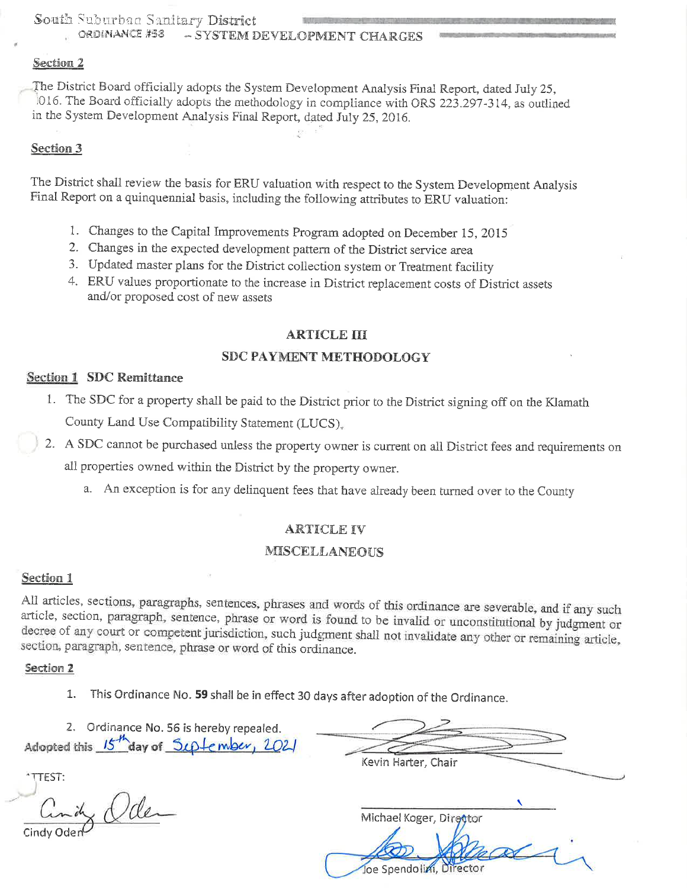## Section 2

The District Board officially adopts the System Development Analysis Final Report, dated July 25, 2016. The Board officially adopts the methodology in compliance with ORS 223.297-314, as outlined in the System Development Analysis Final Report, dated July 25, 2016.

## Section 3

The District shall review the basis for ERU valuation with respect to the System Development Analysis Final Report on a quinquennial basis, including the following attributes to ERU valuation:

1. Changes to the Capital Improvements Program adopted on December 15, 2015
2. Changes in the expected development pattern of the District service area
3. Updated master plans for the District collection system or Treatment facility
4. ERU values proportionate to the increase in District replacement costs of District assets and/or proposed cost of new assets

# ARTICLE III

# SDC PAYMENT METHODOLOGY

## Section 1 SDC Remittance

1. The SDC for a property shall be paid to the District prior to the District signing off on the Klamath County Land Use Compatibility Statement (LUCS).
2. A SDC cannot be purchased unless the property owner is current on all District fees and requirements on all properties owned within the District by the property owner.
   a. An exception is for any delinquent fees that have already been turned over to the County

# ARTICLE IV

# MISCELLANEOUS

## Section 1

All articles, sections, paragraphs, sentences, phrases and words of this ordinance are severable, and if any such article, section, paragraph, sentence, phrase or word is found to be invalid or unconstitutional by judgment or decree of any court or competent jurisdiction, such judgment shall not invalidate any other or remaining article, section, paragraph, sentence, phrase or word of this ordinance.

## Section 2

1. This Ordinance No. **59** shall be in effect 30 days after adoption of the Ordinance.
2. Ordinance No. 56 is hereby repealed.

Adopted this 15th day of September, 2021

Kevin Harter, Chair

ATTEST:

Cindy Oden

Michael Koger, Director

Joe Spendolini, Director